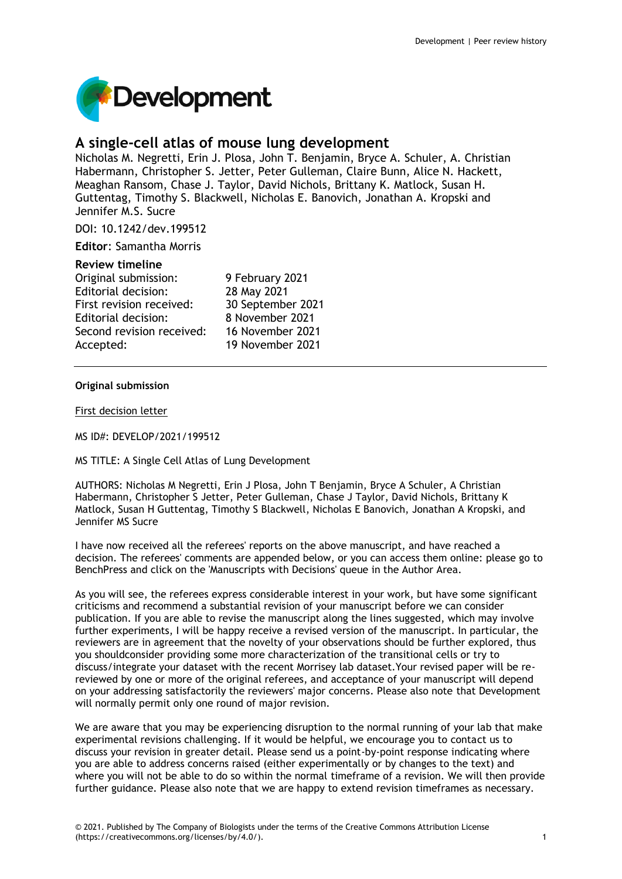# A single-cell atlas of mouse lung development

Nicholas M. Negretti, Erin J. Plosa, John T. Benjamin, Bryce A. Schuler, A. Christian Habermann, Christopher S. Jetter, Peter Gulleman, Claire Bunn, Alice N. Hackett, Meaghan Ransom, Chase J. Taylor, David Nichols, Brittany K. Matlock, Susan H. Guttentag, Timothy S. Blackwell, Nicholas E. Banovich, Jonathan A. Kropski and Jennifer M.S. Sucre

DOI: 10.1242/dev.199512

**Editor**: Samantha Morris

**Review timeline**

| | |
|---|---|
| Original submission: | 9 February 2021 |
| Editorial decision: | 28 May 2021 |
| First revision received: | 30 September 2021 |
| Editorial decision: | 8 November 2021 |
| Second revision received: | 16 November 2021 |
| Accepted: | 19 November 2021 |

---

**Original submission**

First decision letter

MS ID#: DEVELOP/2021/199512

MS TITLE: A Single Cell Atlas of Lung Development

AUTHORS: Nicholas M Negretti, Erin J Plosa, John T Benjamin, Bryce A Schuler, A Christian Habermann, Christopher S Jetter, Peter Gulleman, Claire Bunn, Alice N Hackett, Meaghan Ransom, Chase J Taylor, David Nichols, Brittany K Matlock, Susan H Guttentag, Timothy S Blackwell, Nicholas E Banovich, Jonathan A Kropski, and Jennifer MS Sucre

I have now received all the referees' reports on the above manuscript, and have reached a decision. The referees' comments are appended below, or you can access them online: please go to BenchPress and click on the 'Manuscripts with Decisions' queue in the Author Area.

As you will see, the referees express considerable interest in your work, but have some significant criticisms and recommend a substantial revision of your manuscript before we can consider publication. If you are able to revise the manuscript along the lines suggested, which may involve further experiments, I will be happy receive a revised version of the manuscript. In particular, the reviewers are in agreement that the novelty of your observations should be further explored, thus you shouldconsider providing some more characterization of the transitional cells or try to discuss/integrate your dataset with the recent Morrisey lab dataset.Your revised paper will be re-reviewed by one or more of the original referees, and acceptance of your manuscript will depend on your addressing satisfactorily the reviewers' major concerns. Please also note that Development will normally permit only one round of major revision.

We are aware that you may be experiencing disruption to the normal running of your lab that make experimental revisions challenging. If it would be helpful, we encourage you to contact us to discuss your revision in greater detail. Please send us a point-by-point response indicating where you are able to address concerns raised (either experimentally or by changes to the text) and where you will not be able to do so within the normal timeframe of a revision. We will then provide further guidance. Please also note that we are happy to extend revision timeframes as necessary.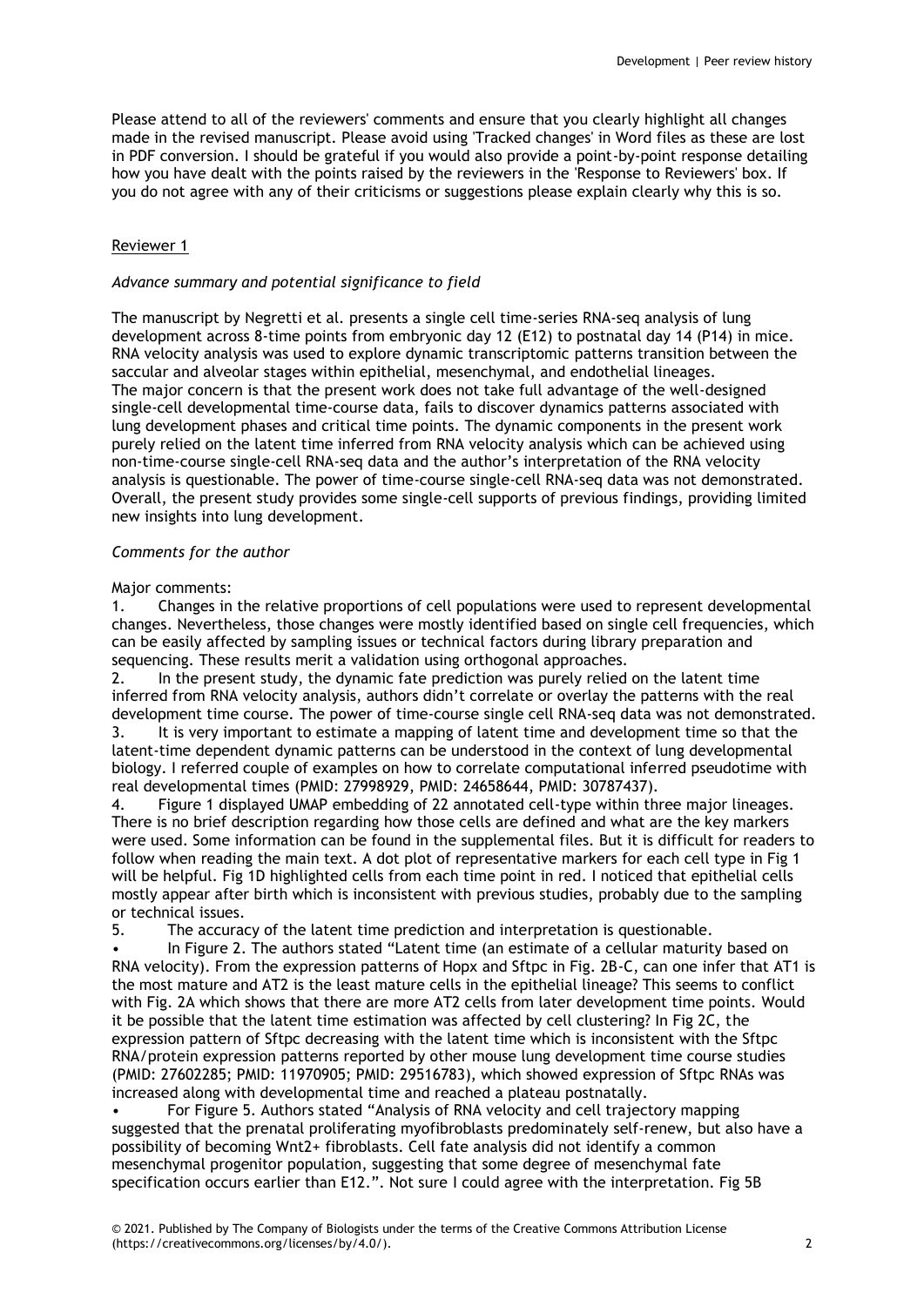Please attend to all of the reviewers' comments and ensure that you clearly highlight all changes made in the revised manuscript. Please avoid using 'Tracked changes' in Word files as these are lost in PDF conversion. I should be grateful if you would also provide a point-by-point response detailing how you have dealt with the points raised by the reviewers in the 'Response to Reviewers' box. If you do not agree with any of their criticisms or suggestions please explain clearly why this is so.

## Reviewer 1

### *Advance summary and potential significance to field*

The manuscript by Negretti et al. presents a single cell time-series RNA-seq analysis of lung development across 8-time points from embryonic day 12 (E12) to postnatal day 14 (P14) in mice. RNA velocity analysis was used to explore dynamic transcriptomic patterns transition between the saccular and alveolar stages within epithelial, mesenchymal, and endothelial lineages.
The major concern is that the present work does not take full advantage of the well-designed single-cell developmental time-course data, fails to discover dynamics patterns associated with lung development phases and critical time points. The dynamic components in the present work purely relied on the latent time inferred from RNA velocity analysis which can be achieved using non-time-course single-cell RNA-seq data and the author's interpretation of the RNA velocity analysis is questionable. The power of time-course single-cell RNA-seq data was not demonstrated. Overall, the present study provides some single-cell supports of previous findings, providing limited new insights into lung development.

### *Comments for the author*

Major comments:

1. Changes in the relative proportions of cell populations were used to represent developmental changes. Nevertheless, those changes were mostly identified based on single cell frequencies, which can be easily affected by sampling issues or technical factors during library preparation and sequencing. These results merit a validation using orthogonal approaches.
2. In the present study, the dynamic fate prediction was purely relied on the latent time inferred from RNA velocity analysis, authors didn't correlate or overlay the patterns with the real development time course. The power of time-course single cell RNA-seq data was not demonstrated.
3. It is very important to estimate a mapping of latent time and development time so that the latent-time dependent dynamic patterns can be understood in the context of lung developmental biology. I referred couple of examples on how to correlate computational inferred pseudotime with real developmental times (PMID: 27998929, PMID: 24658644, PMID: 30787437).
4. Figure 1 displayed UMAP embedding of 22 annotated cell-type within three major lineages. There is no brief description regarding how those cells are defined and what are the key markers were used. Some information can be found in the supplemental files. But it is difficult for readers to follow when reading the main text. A dot plot of representative markers for each cell type in Fig 1 will be helpful. Fig 1D highlighted cells from each time point in red. I noticed that epithelial cells mostly appear after birth which is inconsistent with previous studies, probably due to the sampling or technical issues.
5. The accuracy of the latent time prediction and interpretation is questionable.
   - In Figure 2. The authors stated "Latent time (an estimate of a cellular maturity based on RNA velocity). From the expression patterns of Hopx and Sftpc in Fig. 2B-C, can one infer that AT1 is the most mature and AT2 is the least mature cells in the epithelial lineage? This seems to conflict with Fig. 2A which shows that there are more AT2 cells from later development time points. Would it be possible that the latent time estimation was affected by cell clustering? In Fig 2C, the expression pattern of Sftpc decreasing with the latent time which is inconsistent with the Sftpc RNA/protein expression patterns reported by other mouse lung development time course studies (PMID: 27602285; PMID: 11970905; PMID: 29516783), which showed expression of Sftpc RNAs was increased along with developmental time and reached a plateau postnatally.
   - For Figure 5. Authors stated "Analysis of RNA velocity and cell trajectory mapping suggested that the prenatal proliferating myofibroblasts predominately self-renew, but also have a possibility of becoming Wnt2+ fibroblasts. Cell fate analysis did not identify a common mesenchymal progenitor population, suggesting that some degree of mesenchymal fate specification occurs earlier than E12.". Not sure I could agree with the interpretation. Fig 5B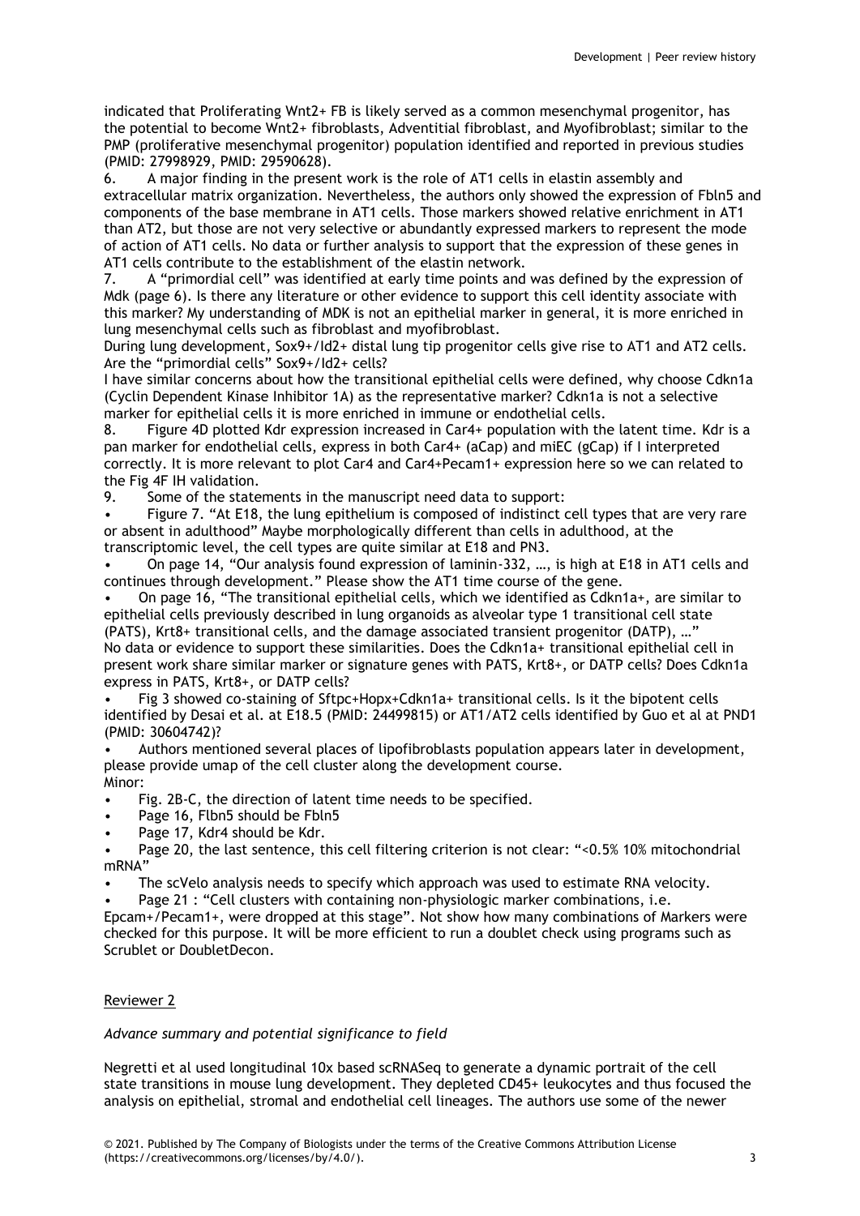indicated that Proliferating Wnt2+ FB is likely served as a common mesenchymal progenitor, has the potential to become Wnt2+ fibroblasts, Adventitial fibroblast, and Myofibroblast; similar to the PMP (proliferative mesenchymal progenitor) population identified and reported in previous studies (PMID: 27998929, PMID: 29590628).

6. A major finding in the present work is the role of AT1 cells in elastin assembly and extracellular matrix organization. Nevertheless, the authors only showed the expression of Fbln5 and components of the base membrane in AT1 cells. Those markers showed relative enrichment in AT1 than AT2, but those are not very selective or abundantly expressed markers to represent the mode of action of AT1 cells. No data or further analysis to support that the expression of these genes in AT1 cells contribute to the establishment of the elastin network.

7. A "primordial cell" was identified at early time points and was defined by the expression of Mdk (page 6). Is there any literature or other evidence to support this cell identity associate with this marker? My understanding of MDK is not an epithelial marker in general, it is more enriched in lung mesenchymal cells such as fibroblast and myofibroblast.

During lung development, Sox9+/Id2+ distal lung tip progenitor cells give rise to AT1 and AT2 cells. Are the "primordial cells" Sox9+/Id2+ cells?

I have similar concerns about how the transitional epithelial cells were defined, why choose Cdkn1a (Cyclin Dependent Kinase Inhibitor 1A) as the representative marker? Cdkn1a is not a selective marker for epithelial cells it is more enriched in immune or endothelial cells.

8. Figure 4D plotted Kdr expression increased in Car4+ population with the latent time. Kdr is a pan marker for endothelial cells, express in both Car4+ (aCap) and miEC (gCap) if I interpreted correctly. It is more relevant to plot Car4 and Car4+Pecam1+ expression here so we can related to the Fig 4F IH validation.

9. Some of the statements in the manuscript need data to support:

- Figure 7. "At E18, the lung epithelium is composed of indistinct cell types that are very rare or absent in adulthood" Maybe morphologically different than cells in adulthood, at the transcriptomic level, the cell types are quite similar at E18 and PN3.
- On page 14, "Our analysis found expression of laminin-332, …, is high at E18 in AT1 cells and continues through development." Please show the AT1 time course of the gene.
- On page 16, "The transitional epithelial cells, which we identified as Cdkn1a+, are similar to epithelial cells previously described in lung organoids as alveolar type 1 transitional cell state (PATS), Krt8+ transitional cells, and the damage associated transient progenitor (DATP), …" No data or evidence to support these similarities. Does the Cdkn1a+ transitional epithelial cell in present work share similar marker or signature genes with PATS, Krt8+, or DATP cells? Does Cdkn1a express in PATS, Krt8+, or DATP cells?
- Fig 3 showed co-staining of Sftpc+Hopx+Cdkn1a+ transitional cells. Is it the bipotent cells identified by Desai et al. at E18.5 (PMID: 24499815) or AT1/AT2 cells identified by Guo et al at PND1 (PMID: 30604742)?
- Authors mentioned several places of lipofibroblasts population appears later in development, please provide umap of the cell cluster along the development course.

Minor:

- Fig. 2B-C, the direction of latent time needs to be specified.
- Page 16, Flbn5 should be Fbln5
- Page 17, Kdr4 should be Kdr.
- Page 20, the last sentence, this cell filtering criterion is not clear: "<0.5% 10% mitochondrial mRNA"
- The scVelo analysis needs to specify which approach was used to estimate RNA velocity.
- Page 21 : "Cell clusters with containing non-physiologic marker combinations, i.e. Epcam+/Pecam1+, were dropped at this stage". Not show how many combinations of Markers were checked for this purpose. It will be more efficient to run a doublet check using programs such as Scrublet or DoubletDecon.

## Reviewer 2

*Advance summary and potential significance to field*

Negretti et al used longitudinal 10x based scRNASeq to generate a dynamic portrait of the cell state transitions in mouse lung development. They depleted CD45+ leukocytes and thus focused the analysis on epithelial, stromal and endothelial cell lineages. The authors use some of the newer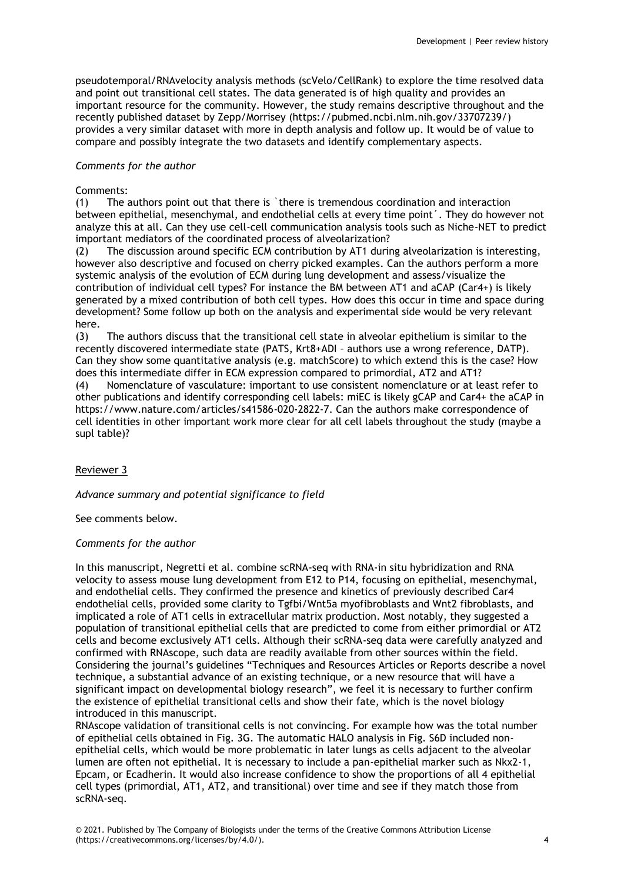pseudotemporal/RNAvelocity analysis methods (scVelo/CellRank) to explore the time resolved data and point out transitional cell states. The data generated is of high quality and provides an important resource for the community. However, the study remains descriptive throughout and the recently published dataset by Zepp/Morrisey (https://pubmed.ncbi.nlm.nih.gov/33707239/) provides a very similar dataset with more in depth analysis and follow up. It would be of value to compare and possibly integrate the two datasets and identify complementary aspects.

*Comments for the author*

Comments:

(1) The authors point out that there is `there is tremendous coordination and interaction between epithelial, mesenchymal, and endothelial cells at every time point´. They do however not analyze this at all. Can they use cell-cell communication analysis tools such as Niche-NET to predict important mediators of the coordinated process of alveolarization?

(2) The discussion around specific ECM contribution by AT1 during alveolarization is interesting, however also descriptive and focused on cherry picked examples. Can the authors perform a more systemic analysis of the evolution of ECM during lung development and assess/visualize the contribution of individual cell types? For instance the BM between AT1 and aCAP (Car4+) is likely generated by a mixed contribution of both cell types. How does this occur in time and space during development? Some follow up both on the analysis and experimental side would be very relevant here.

(3) The authors discuss that the transitional cell state in alveolar epithelium is similar to the recently discovered intermediate state (PATS, Krt8+ADI – authors use a wrong reference, DATP). Can they show some quantitative analysis (e.g. matchScore) to which extend this is the case? How does this intermediate differ in ECM expression compared to primordial, AT2 and AT1?

(4) Nomenclature of vasculature: important to use consistent nomenclature or at least refer to other publications and identify corresponding cell labels: miEC is likely gCAP and Car4+ the aCAP in https://www.nature.com/articles/s41586-020-2822-7. Can the authors make correspondence of cell identities in other important work more clear for all cell labels throughout the study (maybe a supl table)?

Reviewer 3

*Advance summary and potential significance to field*

See comments below.

*Comments for the author*

In this manuscript, Negretti et al. combine scRNA-seq with RNA-in situ hybridization and RNA velocity to assess mouse lung development from E12 to P14, focusing on epithelial, mesenchymal, and endothelial cells. They confirmed the presence and kinetics of previously described Car4 endothelial cells, provided some clarity to Tgfbi/Wnt5a myofibroblasts and Wnt2 fibroblasts, and implicated a role of AT1 cells in extracellular matrix production. Most notably, they suggested a population of transitional epithelial cells that are predicted to come from either primordial or AT2 cells and become exclusively AT1 cells. Although their scRNA-seq data were carefully analyzed and confirmed with RNAscope, such data are readily available from other sources within the field. Considering the journal's guidelines "Techniques and Resources Articles or Reports describe a novel technique, a substantial advance of an existing technique, or a new resource that will have a significant impact on developmental biology research", we feel it is necessary to further confirm the existence of epithelial transitional cells and show their fate, which is the novel biology introduced in this manuscript.

RNAscope validation of transitional cells is not convincing. For example how was the total number of epithelial cells obtained in Fig. 3G. The automatic HALO analysis in Fig. S6D included non-epithelial cells, which would be more problematic in later lungs as cells adjacent to the alveolar lumen are often not epithelial. It is necessary to include a pan-epithelial marker such as Nkx2-1, Epcam, or Ecadherin. It would also increase confidence to show the proportions of all 4 epithelial cell types (primordial, AT1, AT2, and transitional) over time and see if they match those from scRNA-seq.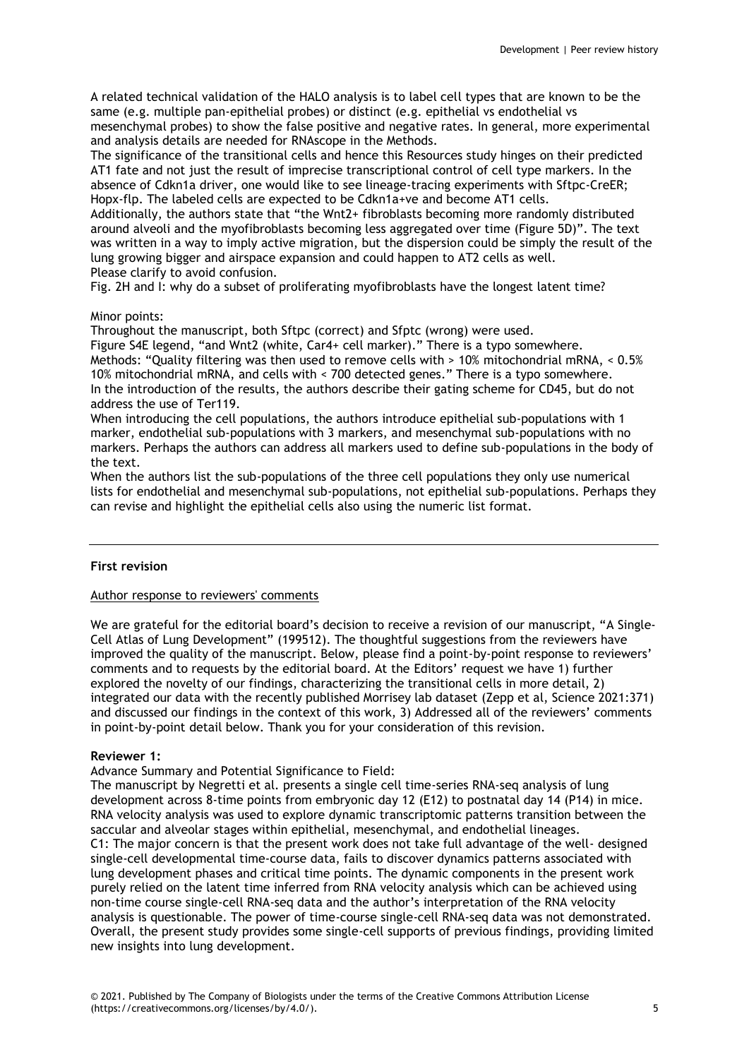A related technical validation of the HALO analysis is to label cell types that are known to be the same (e.g. multiple pan-epithelial probes) or distinct (e.g. epithelial vs endothelial vs mesenchymal probes) to show the false positive and negative rates. In general, more experimental and analysis details are needed for RNAscope in the Methods.

The significance of the transitional cells and hence this Resources study hinges on their predicted AT1 fate and not just the result of imprecise transcriptional control of cell type markers. In the absence of Cdkn1a driver, one would like to see lineage-tracing experiments with Sftpc-CreER; Hopx-flp. The labeled cells are expected to be Cdkn1a+ve and become AT1 cells.

Additionally, the authors state that "the Wnt2+ fibroblasts becoming more randomly distributed around alveoli and the myofibroblasts becoming less aggregated over time (Figure 5D)". The text was written in a way to imply active migration, but the dispersion could be simply the result of the lung growing bigger and airspace expansion and could happen to AT2 cells as well. Please clarify to avoid confusion.

Fig. 2H and I: why do a subset of proliferating myofibroblasts have the longest latent time?

Minor points:

Throughout the manuscript, both Sftpc (correct) and Sfptc (wrong) were used.

Figure S4E legend, "and Wnt2 (white, Car4+ cell marker)." There is a typo somewhere.

Methods: "Quality filtering was then used to remove cells with > 10% mitochondrial mRNA, < 0.5% 10% mitochondrial mRNA, and cells with < 700 detected genes." There is a typo somewhere.

In the introduction of the results, the authors describe their gating scheme for CD45, but do not address the use of Ter119.

When introducing the cell populations, the authors introduce epithelial sub-populations with 1 marker, endothelial sub-populations with 3 markers, and mesenchymal sub-populations with no markers. Perhaps the authors can address all markers used to define sub-populations in the body of the text.

When the authors list the sub-populations of the three cell populations they only use numerical lists for endothelial and mesenchymal sub-populations, not epithelial sub-populations. Perhaps they can revise and highlight the epithelial cells also using the numeric list format.

---

**First revision**

Author response to reviewers' comments

We are grateful for the editorial board's decision to receive a revision of our manuscript, "A Single-Cell Atlas of Lung Development" (199512). The thoughtful suggestions from the reviewers have improved the quality of the manuscript. Below, please find a point-by-point response to reviewers' comments and to requests by the editorial board. At the Editors' request we have 1) further explored the novelty of our findings, characterizing the transitional cells in more detail, 2) integrated our data with the recently published Morrisey lab dataset (Zepp et al, Science 2021:371) and discussed our findings in the context of this work, 3) Addressed all of the reviewers' comments in point-by-point detail below. Thank you for your consideration of this revision.

**Reviewer 1:**

Advance Summary and Potential Significance to Field:

The manuscript by Negretti et al. presents a single cell time-series RNA-seq analysis of lung development across 8-time points from embryonic day 12 (E12) to postnatal day 14 (P14) in mice. RNA velocity analysis was used to explore dynamic transcriptomic patterns transition between the saccular and alveolar stages within epithelial, mesenchymal, and endothelial lineages.

C1: The major concern is that the present work does not take full advantage of the well- designed single-cell developmental time-course data, fails to discover dynamics patterns associated with lung development phases and critical time points. The dynamic components in the present work purely relied on the latent time inferred from RNA velocity analysis which can be achieved using non-time course single-cell RNA-seq data and the author's interpretation of the RNA velocity analysis is questionable. The power of time-course single-cell RNA-seq data was not demonstrated. Overall, the present study provides some single-cell supports of previous findings, providing limited new insights into lung development.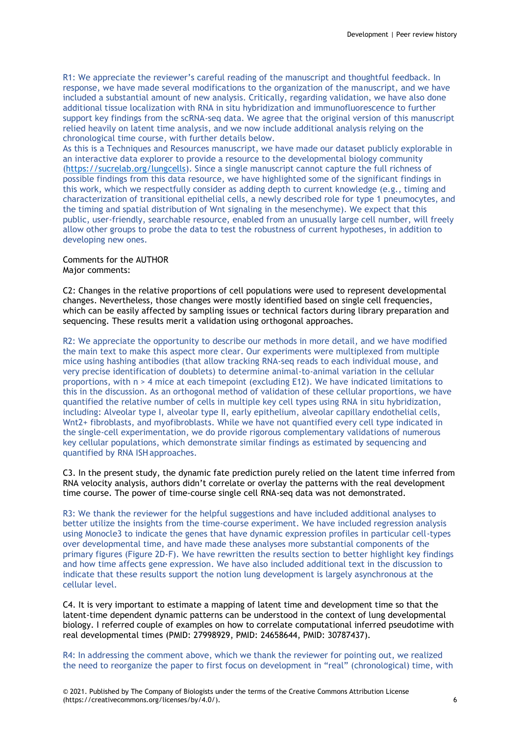R1: We appreciate the reviewer's careful reading of the manuscript and thoughtful feedback. In response, we have made several modifications to the organization of the manuscript, and we have included a substantial amount of new analysis. Critically, regarding validation, we have also done additional tissue localization with RNA in situ hybridization and immunofluorescence to further support key findings from the scRNA-seq data. We agree that the original version of this manuscript relied heavily on latent time analysis, and we now include additional analysis relying on the chronological time course, with further details below.
As this is a Techniques and Resources manuscript, we have made our dataset publicly explorable in an interactive data explorer to provide a resource to the developmental biology community (https://sucrelab.org/lungcells). Since a single manuscript cannot capture the full richness of possible findings from this data resource, we have highlighted some of the significant findings in this work, which we respectfully consider as adding depth to current knowledge (e.g., timing and characterization of transitional epithelial cells, a newly described role for type 1 pneumocytes, and the timing and spatial distribution of Wnt signaling in the mesenchyme). We expect that this public, user-friendly, searchable resource, enabled from an unusually large cell number, will freely allow other groups to probe the data to test the robustness of current hypotheses, in addition to developing new ones.

Comments for the AUTHOR
Major comments:

C2: Changes in the relative proportions of cell populations were used to represent developmental changes. Nevertheless, those changes were mostly identified based on single cell frequencies, which can be easily affected by sampling issues or technical factors during library preparation and sequencing. These results merit a validation using orthogonal approaches.

R2: We appreciate the opportunity to describe our methods in more detail, and we have modified the main text to make this aspect more clear. Our experiments were multiplexed from multiple mice using hashing antibodies (that allow tracking RNA-seq reads to each individual mouse, and very precise identification of doublets) to determine animal-to-animal variation in the cellular proportions, with n > 4 mice at each timepoint (excluding E12). We have indicated limitations to this in the discussion. As an orthogonal method of validation of these cellular proportions, we have quantified the relative number of cells in multiple key cell types using RNA in situ hybridization, including: Alveolar type I, alveolar type II, early epithelium, alveolar capillary endothelial cells, Wnt2+ fibroblasts, and myofibroblasts. While we have not quantified every cell type indicated in the single-cell experimentation, we do provide rigorous complementary validations of numerous key cellular populations, which demonstrate similar findings as estimated by sequencing and quantified by RNA ISH approaches.

C3. In the present study, the dynamic fate prediction purely relied on the latent time inferred from RNA velocity analysis, authors didn't correlate or overlay the patterns with the real development time course. The power of time-course single cell RNA-seq data was not demonstrated.

R3: We thank the reviewer for the helpful suggestions and have included additional analyses to better utilize the insights from the time-course experiment. We have included regression analysis using Monocle3 to indicate the genes that have dynamic expression profiles in particular cell-types over developmental time, and have made these analyses more substantial components of the primary figures (Figure 2D-F). We have rewritten the results section to better highlight key findings and how time affects gene expression. We have also included additional text in the discussion to indicate that these results support the notion lung development is largely asynchronous at the cellular level.

C4. It is very important to estimate a mapping of latent time and development time so that the latent-time dependent dynamic patterns can be understood in the context of lung developmental biology. I referred couple of examples on how to correlate computational inferred pseudotime with real developmental times (PMID: 27998929, PMID: 24658644, PMID: 30787437).

R4: In addressing the comment above, which we thank the reviewer for pointing out, we realized the need to reorganize the paper to first focus on development in "real" (chronological) time, with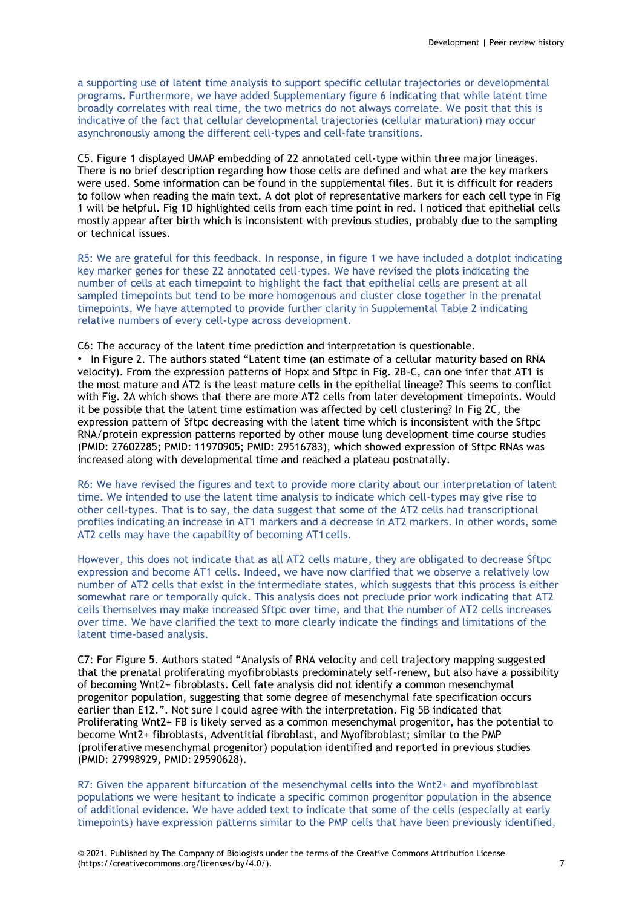a supporting use of latent time analysis to support specific cellular trajectories or developmental programs. Furthermore, we have added Supplementary figure 6 indicating that while latent time broadly correlates with real time, the two metrics do not always correlate. We posit that this is indicative of the fact that cellular developmental trajectories (cellular maturation) may occur asynchronously among the different cell-types and cell-fate transitions.

C5. Figure 1 displayed UMAP embedding of 22 annotated cell-type within three major lineages. There is no brief description regarding how those cells are defined and what are the key markers were used. Some information can be found in the supplemental files. But it is difficult for readers to follow when reading the main text. A dot plot of representative markers for each cell type in Fig 1 will be helpful. Fig 1D highlighted cells from each time point in red. I noticed that epithelial cells mostly appear after birth which is inconsistent with previous studies, probably due to the sampling or technical issues.

R5: We are grateful for this feedback. In response, in figure 1 we have included a dotplot indicating key marker genes for these 22 annotated cell-types. We have revised the plots indicating the number of cells at each timepoint to highlight the fact that epithelial cells are present at all sampled timepoints but tend to be more homogenous and cluster close together in the prenatal timepoints. We have attempted to provide further clarity in Supplemental Table 2 indicating relative numbers of every cell-type across development.

C6: The accuracy of the latent time prediction and interpretation is questionable.

- In Figure 2. The authors stated "Latent time (an estimate of a cellular maturity based on RNA velocity). From the expression patterns of Hopx and Sftpc in Fig. 2B-C, can one infer that AT1 is the most mature and AT2 is the least mature cells in the epithelial lineage? This seems to conflict with Fig. 2A which shows that there are more AT2 cells from later development timepoints. Would it be possible that the latent time estimation was affected by cell clustering? In Fig 2C, the expression pattern of Sftpc decreasing with the latent time which is inconsistent with the Sftpc RNA/protein expression patterns reported by other mouse lung development time course studies (PMID: 27602285; PMID: 11970905; PMID: 29516783), which showed expression of Sftpc RNAs was increased along with developmental time and reached a plateau postnatally.

R6: We have revised the figures and text to provide more clarity about our interpretation of latent time. We intended to use the latent time analysis to indicate which cell-types may give rise to other cell-types. That is to say, the data suggest that some of the AT2 cells had transcriptional profiles indicating an increase in AT1 markers and a decrease in AT2 markers. In other words, some AT2 cells may have the capability of becoming AT1 cells.

However, this does not indicate that as all AT2 cells mature, they are obligated to decrease Sftpc expression and become AT1 cells. Indeed, we have now clarified that we observe a relatively low number of AT2 cells that exist in the intermediate states, which suggests that this process is either somewhat rare or temporally quick. This analysis does not preclude prior work indicating that AT2 cells themselves may make increased Sftpc over time, and that the number of AT2 cells increases over time. We have clarified the text to more clearly indicate the findings and limitations of the latent time-based analysis.

C7: For Figure 5. Authors stated "Analysis of RNA velocity and cell trajectory mapping suggested that the prenatal proliferating myofibroblasts predominately self-renew, but also have a possibility of becoming Wnt2+ fibroblasts. Cell fate analysis did not identify a common mesenchymal progenitor population, suggesting that some degree of mesenchymal fate specification occurs earlier than E12.". Not sure I could agree with the interpretation. Fig 5B indicated that Proliferating Wnt2+ FB is likely served as a common mesenchymal progenitor, has the potential to become Wnt2+ fibroblasts, Adventitial fibroblast, and Myofibroblast; similar to the PMP (proliferative mesenchymal progenitor) population identified and reported in previous studies (PMID: 27998929, PMID: 29590628).

R7: Given the apparent bifurcation of the mesenchymal cells into the Wnt2+ and myofibroblast populations we were hesitant to indicate a specific common progenitor population in the absence of additional evidence. We have added text to indicate that some of the cells (especially at early timepoints) have expression patterns similar to the PMP cells that have been previously identified,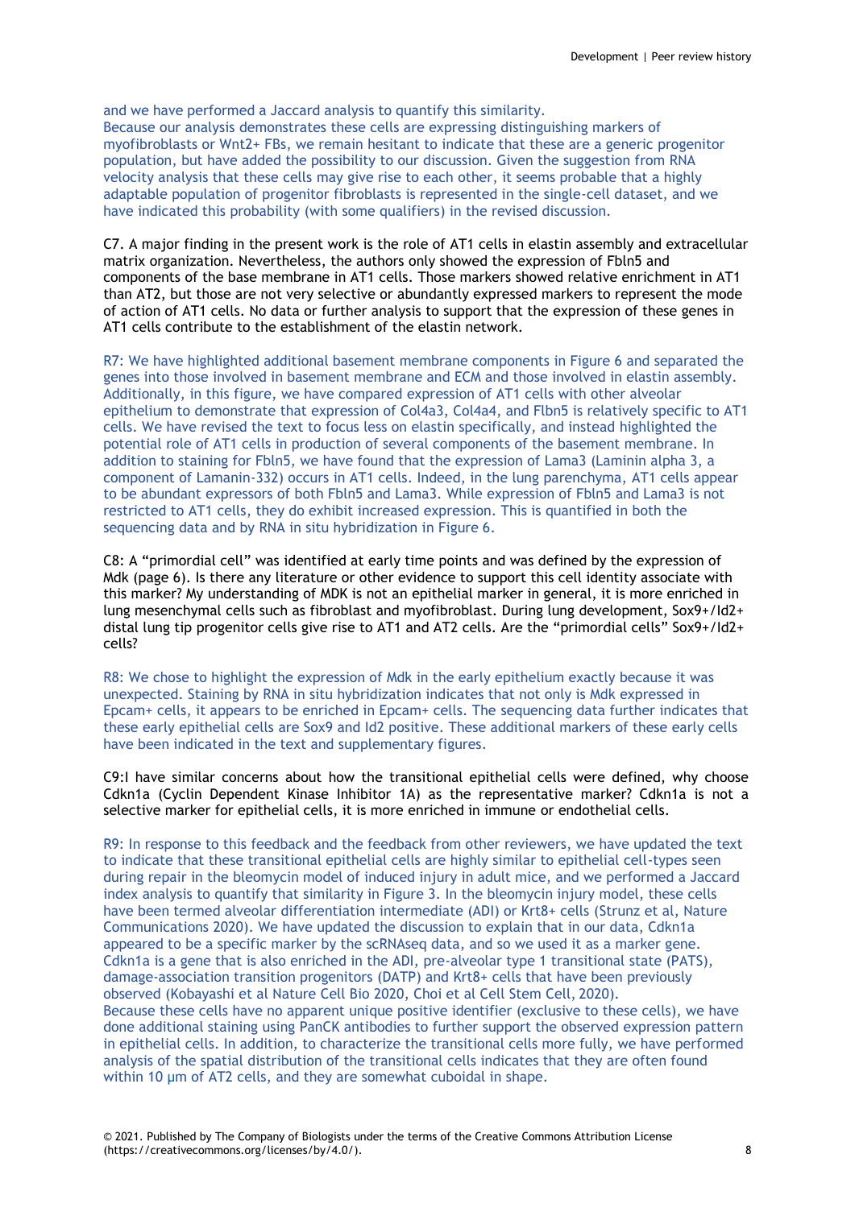and we have performed a Jaccard analysis to quantify this similarity.
Because our analysis demonstrates these cells are expressing distinguishing markers of myofibroblasts or Wnt2+ FBs, we remain hesitant to indicate that these are a generic progenitor population, but have added the possibility to our discussion. Given the suggestion from RNA velocity analysis that these cells may give rise to each other, it seems probable that a highly adaptable population of progenitor fibroblasts is represented in the single-cell dataset, and we have indicated this probability (with some qualifiers) in the revised discussion.

C7. A major finding in the present work is the role of AT1 cells in elastin assembly and extracellular matrix organization. Nevertheless, the authors only showed the expression of Fbln5 and components of the base membrane in AT1 cells. Those markers showed relative enrichment in AT1 than AT2, but those are not very selective or abundantly expressed markers to represent the mode of action of AT1 cells. No data or further analysis to support that the expression of these genes in AT1 cells contribute to the establishment of the elastin network.

R7: We have highlighted additional basement membrane components in Figure 6 and separated the genes into those involved in basement membrane and ECM and those involved in elastin assembly. Additionally, in this figure, we have compared expression of AT1 cells with other alveolar epithelium to demonstrate that expression of Col4a3, Col4a4, and Flbn5 is relatively specific to AT1 cells. We have revised the text to focus less on elastin specifically, and instead highlighted the potential role of AT1 cells in production of several components of the basement membrane. In addition to staining for Fbln5, we have found that the expression of Lama3 (Laminin alpha 3, a component of Lamanin-332) occurs in AT1 cells. Indeed, in the lung parenchyma, AT1 cells appear to be abundant expressors of both Fbln5 and Lama3. While expression of Fbln5 and Lama3 is not restricted to AT1 cells, they do exhibit increased expression. This is quantified in both the sequencing data and by RNA in situ hybridization in Figure 6.

C8: A "primordial cell" was identified at early time points and was defined by the expression of Mdk (page 6). Is there any literature or other evidence to support this cell identity associate with this marker? My understanding of MDK is not an epithelial marker in general, it is more enriched in lung mesenchymal cells such as fibroblast and myofibroblast. During lung development, Sox9+/Id2+ distal lung tip progenitor cells give rise to AT1 and AT2 cells. Are the "primordial cells" Sox9+/Id2+ cells?

R8: We chose to highlight the expression of Mdk in the early epithelium exactly because it was unexpected. Staining by RNA in situ hybridization indicates that not only is Mdk expressed in Epcam+ cells, it appears to be enriched in Epcam+ cells. The sequencing data further indicates that these early epithelial cells are Sox9 and Id2 positive. These additional markers of these early cells have been indicated in the text and supplementary figures.

C9:I have similar concerns about how the transitional epithelial cells were defined, why choose Cdkn1a (Cyclin Dependent Kinase Inhibitor 1A) as the representative marker? Cdkn1a is not a selective marker for epithelial cells, it is more enriched in immune or endothelial cells.

R9: In response to this feedback and the feedback from other reviewers, we have updated the text to indicate that these transitional epithelial cells are highly similar to epithelial cell-types seen during repair in the bleomycin model of induced injury in adult mice, and we performed a Jaccard index analysis to quantify that similarity in Figure 3. In the bleomycin injury model, these cells have been termed alveolar differentiation intermediate (ADI) or Krt8+ cells (Strunz et al, Nature Communications 2020). We have updated the discussion to explain that in our data, Cdkn1a appeared to be a specific marker by the scRNAseq data, and so we used it as a marker gene. Cdkn1a is a gene that is also enriched in the ADI, pre-alveolar type 1 transitional state (PATS), damage-association transition progenitors (DATP) and Krt8+ cells that have been previously observed (Kobayashi et al Nature Cell Bio 2020, Choi et al Cell Stem Cell, 2020).
Because these cells have no apparent unique positive identifier (exclusive to these cells), we have done additional staining using PanCK antibodies to further support the observed expression pattern in epithelial cells. In addition, to characterize the transitional cells more fully, we have performed analysis of the spatial distribution of the transitional cells indicates that they are often found within 10 μm of AT2 cells, and they are somewhat cuboidal in shape.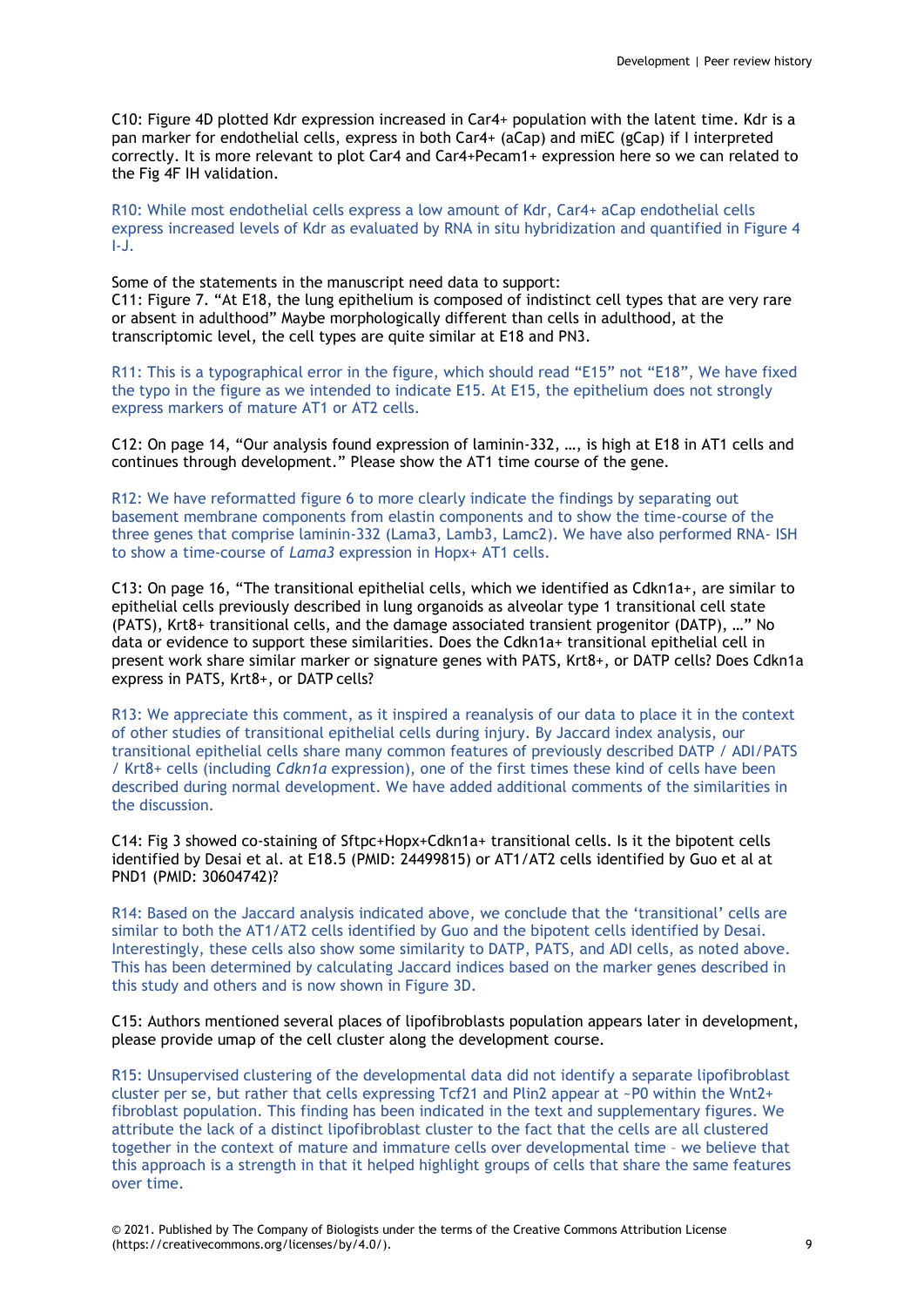C10: Figure 4D plotted Kdr expression increased in Car4+ population with the latent time. Kdr is a pan marker for endothelial cells, express in both Car4+ (aCap) and miEC (gCap) if I interpreted correctly. It is more relevant to plot Car4 and Car4+Pecam1+ expression here so we can related to the Fig 4F IH validation.

R10: While most endothelial cells express a low amount of Kdr, Car4+ aCap endothelial cells express increased levels of Kdr as evaluated by RNA in situ hybridization and quantified in Figure 4 I-J.

Some of the statements in the manuscript need data to support:

C11: Figure 7. "At E18, the lung epithelium is composed of indistinct cell types that are very rare or absent in adulthood" Maybe morphologically different than cells in adulthood, at the transcriptomic level, the cell types are quite similar at E18 and PN3.

R11: This is a typographical error in the figure, which should read "E15" not "E18", We have fixed the typo in the figure as we intended to indicate E15. At E15, the epithelium does not strongly express markers of mature AT1 or AT2 cells.

C12: On page 14, "Our analysis found expression of laminin-332, …, is high at E18 in AT1 cells and continues through development." Please show the AT1 time course of the gene.

R12: We have reformatted figure 6 to more clearly indicate the findings by separating out basement membrane components from elastin components and to show the time-course of the three genes that comprise laminin-332 (Lama3, Lamb3, Lamc2). We have also performed RNA- ISH to show a time-course of *Lama3* expression in Hopx+ AT1 cells.

C13: On page 16, "The transitional epithelial cells, which we identified as Cdkn1a+, are similar to epithelial cells previously described in lung organoids as alveolar type 1 transitional cell state (PATS), Krt8+ transitional cells, and the damage associated transient progenitor (DATP), …" No data or evidence to support these similarities. Does the Cdkn1a+ transitional epithelial cell in present work share similar marker or signature genes with PATS, Krt8+, or DATP cells? Does Cdkn1a express in PATS, Krt8+, or DATP cells?

R13: We appreciate this comment, as it inspired a reanalysis of our data to place it in the context of other studies of transitional epithelial cells during injury. By Jaccard index analysis, our transitional epithelial cells share many common features of previously described DATP / ADI/PATS / Krt8+ cells (including *Cdkn1a* expression), one of the first times these kind of cells have been described during normal development. We have added additional comments of the similarities in the discussion.

C14: Fig 3 showed co-staining of Sftpc+Hopx+Cdkn1a+ transitional cells. Is it the bipotent cells identified by Desai et al. at E18.5 (PMID: 24499815) or AT1/AT2 cells identified by Guo et al at PND1 (PMID: 30604742)?

R14: Based on the Jaccard analysis indicated above, we conclude that the 'transitional' cells are similar to both the AT1/AT2 cells identified by Guo and the bipotent cells identified by Desai. Interestingly, these cells also show some similarity to DATP, PATS, and ADI cells, as noted above. This has been determined by calculating Jaccard indices based on the marker genes described in this study and others and is now shown in Figure 3D.

C15: Authors mentioned several places of lipofibroblasts population appears later in development, please provide umap of the cell cluster along the development course.

R15: Unsupervised clustering of the developmental data did not identify a separate lipofibroblast cluster per se, but rather that cells expressing Tcf21 and Plin2 appear at ~P0 within the Wnt2+ fibroblast population. This finding has been indicated in the text and supplementary figures. We attribute the lack of a distinct lipofibroblast cluster to the fact that the cells are all clustered together in the context of mature and immature cells over developmental time – we believe that this approach is a strength in that it helped highlight groups of cells that share the same features over time.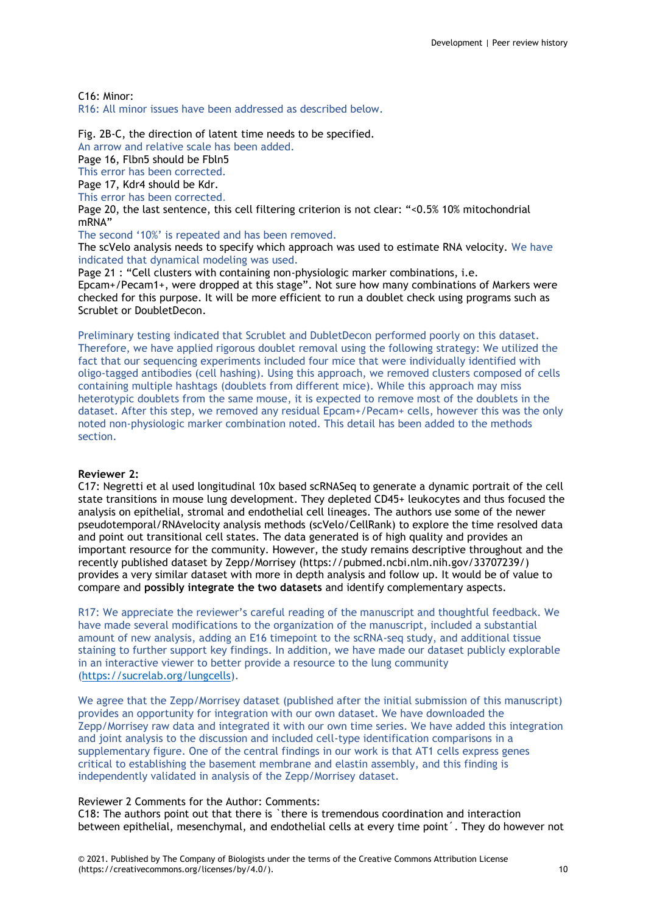C16: Minor:

R16: All minor issues have been addressed as described below.

Fig. 2B-C, the direction of latent time needs to be specified.

An arrow and relative scale has been added.

Page 16, Flbn5 should be Fbln5

This error has been corrected.

Page 17, Kdr4 should be Kdr.

This error has been corrected.

Page 20, the last sentence, this cell filtering criterion is not clear: "<0.5% 10% mitochondrial mRNA"

The second '10%' is repeated and has been removed.

The scVelo analysis needs to specify which approach was used to estimate RNA velocity. We have indicated that dynamical modeling was used.

Page 21 : "Cell clusters with containing non-physiologic marker combinations, i.e. Epcam+/Pecam1+, were dropped at this stage". Not sure how many combinations of Markers were checked for this purpose. It will be more efficient to run a doublet check using programs such as Scrublet or DoubletDecon.

Preliminary testing indicated that Scrublet and DubletDecon performed poorly on this dataset. Therefore, we have applied rigorous doublet removal using the following strategy: We utilized the fact that our sequencing experiments included four mice that were individually identified with oligo-tagged antibodies (cell hashing). Using this approach, we removed clusters composed of cells containing multiple hashtags (doublets from different mice). While this approach may miss heterotypic doublets from the same mouse, it is expected to remove most of the doublets in the dataset. After this step, we removed any residual Epcam+/Pecam+ cells, however this was the only noted non-physiologic marker combination noted. This detail has been added to the methods section.

**Reviewer 2:**

C17: Negretti et al used longitudinal 10x based scRNASeq to generate a dynamic portrait of the cell state transitions in mouse lung development. They depleted CD45+ leukocytes and thus focused the analysis on epithelial, stromal and endothelial cell lineages. The authors use some of the newer pseudotemporal/RNAvelocity analysis methods (scVelo/CellRank) to explore the time resolved data and point out transitional cell states. The data generated is of high quality and provides an important resource for the community. However, the study remains descriptive throughout and the recently published dataset by Zepp/Morrisey (https://pubmed.ncbi.nlm.nih.gov/33707239/) provides a very similar dataset with more in depth analysis and follow up. It would be of value to compare and **possibly integrate the two datasets** and identify complementary aspects.

R17: We appreciate the reviewer's careful reading of the manuscript and thoughtful feedback. We have made several modifications to the organization of the manuscript, included a substantial amount of new analysis, adding an E16 timepoint to the scRNA-seq study, and additional tissue staining to further support key findings. In addition, we have made our dataset publicly explorable in an interactive viewer to better provide a resource to the lung community (https://sucrelab.org/lungcells).

We agree that the Zepp/Morrisey dataset (published after the initial submission of this manuscript) provides an opportunity for integration with our own dataset. We have downloaded the Zepp/Morrisey raw data and integrated it with our own time series. We have added this integration and joint analysis to the discussion and included cell-type identification comparisons in a supplementary figure. One of the central findings in our work is that AT1 cells express genes critical to establishing the basement membrane and elastin assembly, and this finding is independently validated in analysis of the Zepp/Morrisey dataset.

Reviewer 2 Comments for the Author: Comments:

C18: The authors point out that there is `there is tremendous coordination and interaction between epithelial, mesenchymal, and endothelial cells at every time point´. They do however not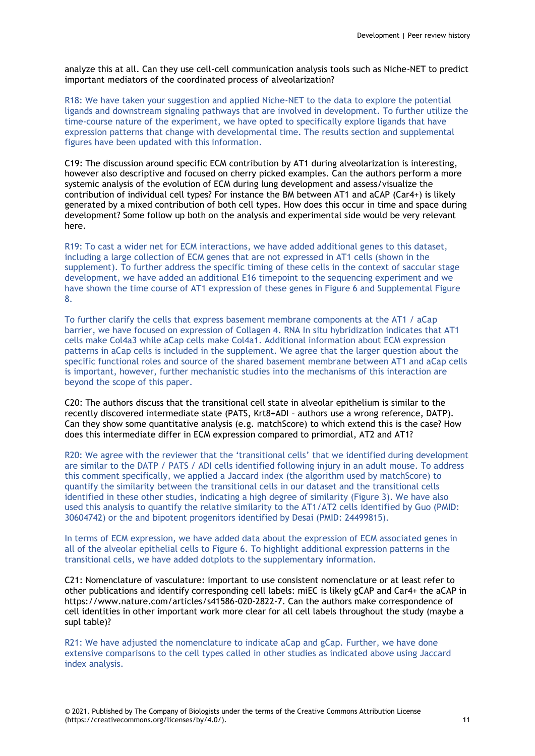analyze this at all. Can they use cell-cell communication analysis tools such as Niche-NET to predict important mediators of the coordinated process of alveolarization?

R18: We have taken your suggestion and applied Niche-NET to the data to explore the potential ligands and downstream signaling pathways that are involved in development. To further utilize the time-course nature of the experiment, we have opted to specifically explore ligands that have expression patterns that change with developmental time. The results section and supplemental figures have been updated with this information.

C19: The discussion around specific ECM contribution by AT1 during alveolarization is interesting, however also descriptive and focused on cherry picked examples. Can the authors perform a more systemic analysis of the evolution of ECM during lung development and assess/visualize the contribution of individual cell types? For instance the BM between AT1 and aCAP (Car4+) is likely generated by a mixed contribution of both cell types. How does this occur in time and space during development? Some follow up both on the analysis and experimental side would be very relevant here.

R19: To cast a wider net for ECM interactions, we have added additional genes to this dataset, including a large collection of ECM genes that are not expressed in AT1 cells (shown in the supplement). To further address the specific timing of these cells in the context of saccular stage development, we have added an additional E16 timepoint to the sequencing experiment and we have shown the time course of AT1 expression of these genes in Figure 6 and Supplemental Figure 8.

To further clarify the cells that express basement membrane components at the AT1 / aCap barrier, we have focused on expression of Collagen 4. RNA In situ hybridization indicates that AT1 cells make Col4a3 while aCap cells make Col4a1. Additional information about ECM expression patterns in aCap cells is included in the supplement. We agree that the larger question about the specific functional roles and source of the shared basement membrane between AT1 and aCap cells is important, however, further mechanistic studies into the mechanisms of this interaction are beyond the scope of this paper.

C20: The authors discuss that the transitional cell state in alveolar epithelium is similar to the recently discovered intermediate state (PATS, Krt8+ADI – authors use a wrong reference, DATP). Can they show some quantitative analysis (e.g. matchScore) to which extend this is the case? How does this intermediate differ in ECM expression compared to primordial, AT2 and AT1?

R20: We agree with the reviewer that the 'transitional cells' that we identified during development are similar to the DATP / PATS / ADI cells identified following injury in an adult mouse. To address this comment specifically, we applied a Jaccard index (the algorithm used by matchScore) to quantify the similarity between the transitional cells in our dataset and the transitional cells identified in these other studies, indicating a high degree of similarity (Figure 3). We have also used this analysis to quantify the relative similarity to the AT1/AT2 cells identified by Guo (PMID: 30604742) or the and bipotent progenitors identified by Desai (PMID: 24499815).

In terms of ECM expression, we have added data about the expression of ECM associated genes in all of the alveolar epithelial cells to Figure 6. To highlight additional expression patterns in the transitional cells, we have added dotplots to the supplementary information.

C21: Nomenclature of vasculature: important to use consistent nomenclature or at least refer to other publications and identify corresponding cell labels: miEC is likely gCAP and Car4+ the aCAP in https://www.nature.com/articles/s41586-020-2822-7. Can the authors make correspondence of cell identities in other important work more clear for all cell labels throughout the study (maybe a supl table)?

R21: We have adjusted the nomenclature to indicate aCap and gCap. Further, we have done extensive comparisons to the cell types called in other studies as indicated above using Jaccard index analysis.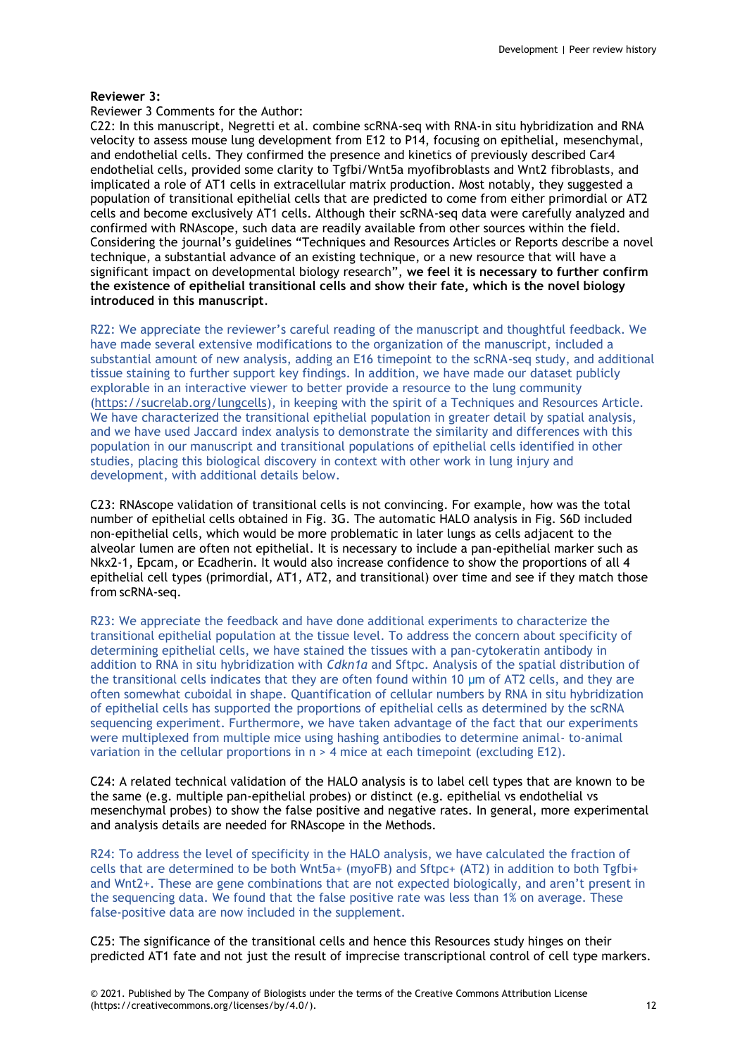**Reviewer 3:**

Reviewer 3 Comments for the Author:

C22: In this manuscript, Negretti et al. combine scRNA-seq with RNA-in situ hybridization and RNA velocity to assess mouse lung development from E12 to P14, focusing on epithelial, mesenchymal, and endothelial cells. They confirmed the presence and kinetics of previously described Car4 endothelial cells, provided some clarity to Tgfbi/Wnt5a myofibroblasts and Wnt2 fibroblasts, and implicated a role of AT1 cells in extracellular matrix production. Most notably, they suggested a population of transitional epithelial cells that are predicted to come from either primordial or AT2 cells and become exclusively AT1 cells. Although their scRNA-seq data were carefully analyzed and confirmed with RNAscope, such data are readily available from other sources within the field. Considering the journal's guidelines "Techniques and Resources Articles or Reports describe a novel technique, a substantial advance of an existing technique, or a new resource that will have a significant impact on developmental biology research", **we feel it is necessary to further confirm the existence of epithelial transitional cells and show their fate, which is the novel biology introduced in this manuscript**.

R22: We appreciate the reviewer's careful reading of the manuscript and thoughtful feedback. We have made several extensive modifications to the organization of the manuscript, included a substantial amount of new analysis, adding an E16 timepoint to the scRNA-seq study, and additional tissue staining to further support key findings. In addition, we have made our dataset publicly explorable in an interactive viewer to better provide a resource to the lung community (https://sucrelab.org/lungcells), in keeping with the spirit of a Techniques and Resources Article. We have characterized the transitional epithelial population in greater detail by spatial analysis, and we have used Jaccard index analysis to demonstrate the similarity and differences with this population in our manuscript and transitional populations of epithelial cells identified in other studies, placing this biological discovery in context with other work in lung injury and development, with additional details below.

C23: RNAscope validation of transitional cells is not convincing. For example, how was the total number of epithelial cells obtained in Fig. 3G. The automatic HALO analysis in Fig. S6D included non-epithelial cells, which would be more problematic in later lungs as cells adjacent to the alveolar lumen are often not epithelial. It is necessary to include a pan-epithelial marker such as Nkx2-1, Epcam, or Ecadherin. It would also increase confidence to show the proportions of all 4 epithelial cell types (primordial, AT1, AT2, and transitional) over time and see if they match those from scRNA-seq.

R23: We appreciate the feedback and have done additional experiments to characterize the transitional epithelial population at the tissue level. To address the concern about specificity of determining epithelial cells, we have stained the tissues with a pan-cytokeratin antibody in addition to RNA in situ hybridization with *Cdkn1a* and Sftpc. Analysis of the spatial distribution of the transitional cells indicates that they are often found within 10 μm of AT2 cells, and they are often somewhat cuboidal in shape. Quantification of cellular numbers by RNA in situ hybridization of epithelial cells has supported the proportions of epithelial cells as determined by the scRNA sequencing experiment. Furthermore, we have taken advantage of the fact that our experiments were multiplexed from multiple mice using hashing antibodies to determine animal- to-animal variation in the cellular proportions in n > 4 mice at each timepoint (excluding E12).

C24: A related technical validation of the HALO analysis is to label cell types that are known to be the same (e.g. multiple pan-epithelial probes) or distinct (e.g. epithelial vs endothelial vs mesenchymal probes) to show the false positive and negative rates. In general, more experimental and analysis details are needed for RNAscope in the Methods.

R24: To address the level of specificity in the HALO analysis, we have calculated the fraction of cells that are determined to be both Wnt5a+ (myoFB) and Sftpc+ (AT2) in addition to both Tgfbi+ and Wnt2+. These are gene combinations that are not expected biologically, and aren't present in the sequencing data. We found that the false positive rate was less than 1% on average. These false-positive data are now included in the supplement.

C25: The significance of the transitional cells and hence this Resources study hinges on their predicted AT1 fate and not just the result of imprecise transcriptional control of cell type markers.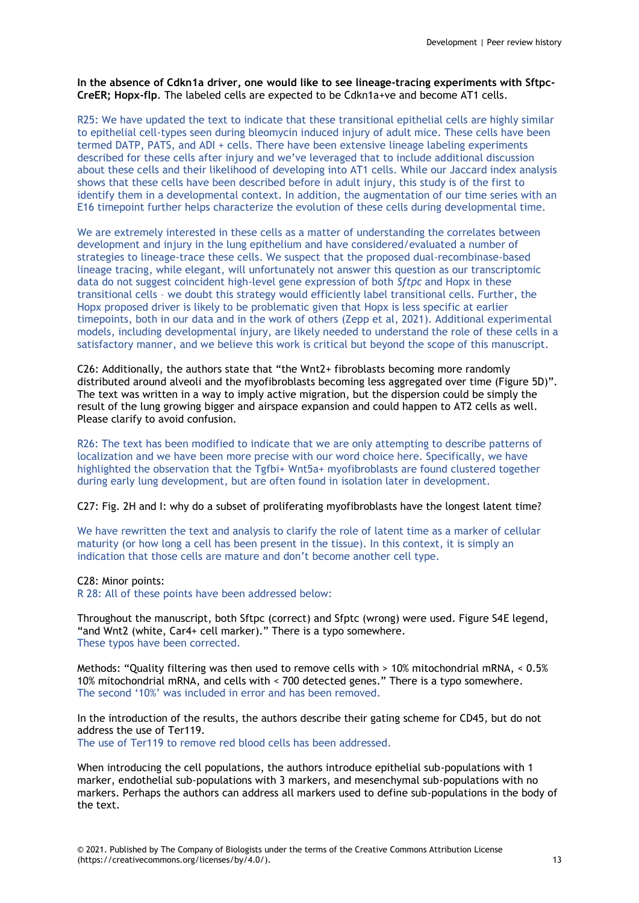**In the absence of Cdkn1a driver, one would like to see lineage-tracing experiments with Sftpc-CreER; Hopx-flp**. The labeled cells are expected to be Cdkn1a+ve and become AT1 cells.

R25: We have updated the text to indicate that these transitional epithelial cells are highly similar to epithelial cell-types seen during bleomycin induced injury of adult mice. These cells have been termed DATP, PATS, and ADI + cells. There have been extensive lineage labeling experiments described for these cells after injury and we've leveraged that to include additional discussion about these cells and their likelihood of developing into AT1 cells. While our Jaccard index analysis shows that these cells have been described before in adult injury, this study is of the first to identify them in a developmental context. In addition, the augmentation of our time series with an E16 timepoint further helps characterize the evolution of these cells during developmental time.

We are extremely interested in these cells as a matter of understanding the correlates between development and injury in the lung epithelium and have considered/evaluated a number of strategies to lineage-trace these cells. We suspect that the proposed dual-recombinase-based lineage tracing, while elegant, will unfortunately not answer this question as our transcriptomic data do not suggest coincident high-level gene expression of both *Sftpc* and Hopx in these transitional cells – we doubt this strategy would efficiently label transitional cells. Further, the Hopx proposed driver is likely to be problematic given that Hopx is less specific at earlier timepoints, both in our data and in the work of others (Zepp et al, 2021). Additional experimental models, including developmental injury, are likely needed to understand the role of these cells in a satisfactory manner, and we believe this work is critical but beyond the scope of this manuscript.

C26: Additionally, the authors state that "the Wnt2+ fibroblasts becoming more randomly distributed around alveoli and the myofibroblasts becoming less aggregated over time (Figure 5D)". The text was written in a way to imply active migration, but the dispersion could be simply the result of the lung growing bigger and airspace expansion and could happen to AT2 cells as well. Please clarify to avoid confusion.

R26: The text has been modified to indicate that we are only attempting to describe patterns of localization and we have been more precise with our word choice here. Specifically, we have highlighted the observation that the Tgfbi+ Wnt5a+ myofibroblasts are found clustered together during early lung development, but are often found in isolation later in development.

C27: Fig. 2H and I: why do a subset of proliferating myofibroblasts have the longest latent time?

We have rewritten the text and analysis to clarify the role of latent time as a marker of cellular maturity (or how long a cell has been present in the tissue). In this context, it is simply an indication that those cells are mature and don't become another cell type.

C28: Minor points:
R 28: All of these points have been addressed below:

Throughout the manuscript, both Sftpc (correct) and Sfptc (wrong) were used. Figure S4E legend, "and Wnt2 (white, Car4+ cell marker)." There is a typo somewhere.
These typos have been corrected.

Methods: "Quality filtering was then used to remove cells with > 10% mitochondrial mRNA, < 0.5% 10% mitochondrial mRNA, and cells with < 700 detected genes." There is a typo somewhere.
The second '10%' was included in error and has been removed.

In the introduction of the results, the authors describe their gating scheme for CD45, but do not address the use of Ter119.
The use of Ter119 to remove red blood cells has been addressed.

When introducing the cell populations, the authors introduce epithelial sub-populations with 1 marker, endothelial sub-populations with 3 markers, and mesenchymal sub-populations with no markers. Perhaps the authors can address all markers used to define sub-populations in the body of the text.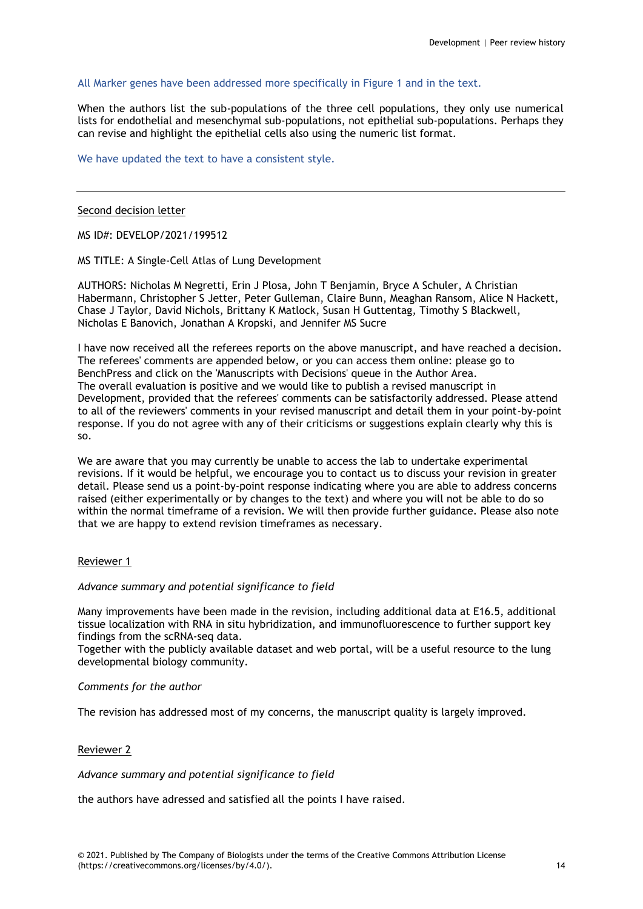All Marker genes have been addressed more specifically in Figure 1 and in the text.

When the authors list the sub-populations of the three cell populations, they only use numerical lists for endothelial and mesenchymal sub-populations, not epithelial sub-populations. Perhaps they can revise and highlight the epithelial cells also using the numeric list format.

We have updated the text to have a consistent style.

---

Second decision letter

MS ID#: DEVELOP/2021/199512

MS TITLE: A Single-Cell Atlas of Lung Development

AUTHORS: Nicholas M Negretti, Erin J Plosa, John T Benjamin, Bryce A Schuler, A Christian Habermann, Christopher S Jetter, Peter Gulleman, Claire Bunn, Meaghan Ransom, Alice N Hackett, Chase J Taylor, David Nichols, Brittany K Matlock, Susan H Guttentag, Timothy S Blackwell, Nicholas E Banovich, Jonathan A Kropski, and Jennifer MS Sucre

I have now received all the referees reports on the above manuscript, and have reached a decision. The referees' comments are appended below, or you can access them online: please go to BenchPress and click on the 'Manuscripts with Decisions' queue in the Author Area.
The overall evaluation is positive and we would like to publish a revised manuscript in Development, provided that the referees' comments can be satisfactorily addressed. Please attend to all of the reviewers' comments in your revised manuscript and detail them in your point-by-point response. If you do not agree with any of their criticisms or suggestions explain clearly why this is so.

We are aware that you may currently be unable to access the lab to undertake experimental revisions. If it would be helpful, we encourage you to contact us to discuss your revision in greater detail. Please send us a point-by-point response indicating where you are able to address concerns raised (either experimentally or by changes to the text) and where you will not be able to do so within the normal timeframe of a revision. We will then provide further guidance. Please also note that we are happy to extend revision timeframes as necessary.

Reviewer 1

*Advance summary and potential significance to field*

Many improvements have been made in the revision, including additional data at E16.5, additional tissue localization with RNA in situ hybridization, and immunofluorescence to further support key findings from the scRNA-seq data.
Together with the publicly available dataset and web portal, will be a useful resource to the lung developmental biology community.

*Comments for the author*

The revision has addressed most of my concerns, the manuscript quality is largely improved.

Reviewer 2

*Advance summary and potential significance to field*

the authors have adressed and satisfied all the points I have raised.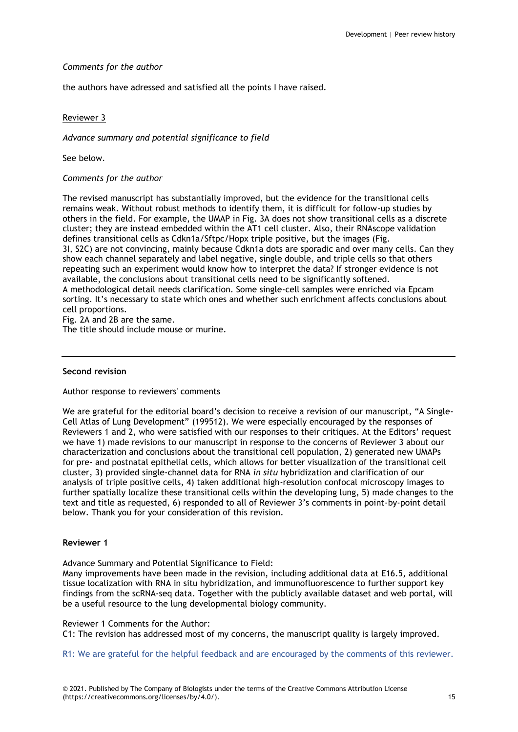*Comments for the author*

the authors have adressed and satisfied all the points I have raised.

Reviewer 3

*Advance summary and potential significance to field*

See below.

*Comments for the author*

The revised manuscript has substantially improved, but the evidence for the transitional cells remains weak. Without robust methods to identify them, it is difficult for follow-up studies by others in the field. For example, the UMAP in Fig. 3A does not show transitional cells as a discrete cluster; they are instead embedded within the AT1 cell cluster. Also, their RNAscope validation defines transitional cells as Cdkn1a/Sftpc/Hopx triple positive, but the images (Fig. 3I, S2C) are not convincing, mainly because Cdkn1a dots are sporadic and over many cells. Can they show each channel separately and label negative, single double, and triple cells so that others repeating such an experiment would know how to interpret the data? If stronger evidence is not available, the conclusions about transitional cells need to be significantly softened.
A methodological detail needs clarification. Some single-cell samples were enriched via Epcam sorting. It's necessary to state which ones and whether such enrichment affects conclusions about cell proportions.
Fig. 2A and 2B are the same.
The title should include mouse or murine.

---

**Second revision**

Author response to reviewers' comments

We are grateful for the editorial board's decision to receive a revision of our manuscript, "A Single-Cell Atlas of Lung Development" (199512). We were especially encouraged by the responses of Reviewers 1 and 2, who were satisfied with our responses to their critiques. At the Editors' request we have 1) made revisions to our manuscript in response to the concerns of Reviewer 3 about our characterization and conclusions about the transitional cell population, 2) generated new UMAPs for pre- and postnatal epithelial cells, which allows for better visualization of the transitional cell cluster, 3) provided single-channel data for RNA *in situ* hybridization and clarification of our analysis of triple positive cells, 4) taken additional high-resolution confocal microscopy images to further spatially localize these transitional cells within the developing lung, 5) made changes to the text and title as requested, 6) responded to all of Reviewer 3's comments in point-by-point detail below. Thank you for your consideration of this revision.

**Reviewer 1**

Advance Summary and Potential Significance to Field:
Many improvements have been made in the revision, including additional data at E16.5, additional tissue localization with RNA in situ hybridization, and immunofluorescence to further support key findings from the scRNA-seq data. Together with the publicly available dataset and web portal, will be a useful resource to the lung developmental biology community.

Reviewer 1 Comments for the Author:
C1: The revision has addressed most of my concerns, the manuscript quality is largely improved.

R1: We are grateful for the helpful feedback and are encouraged by the comments of this reviewer.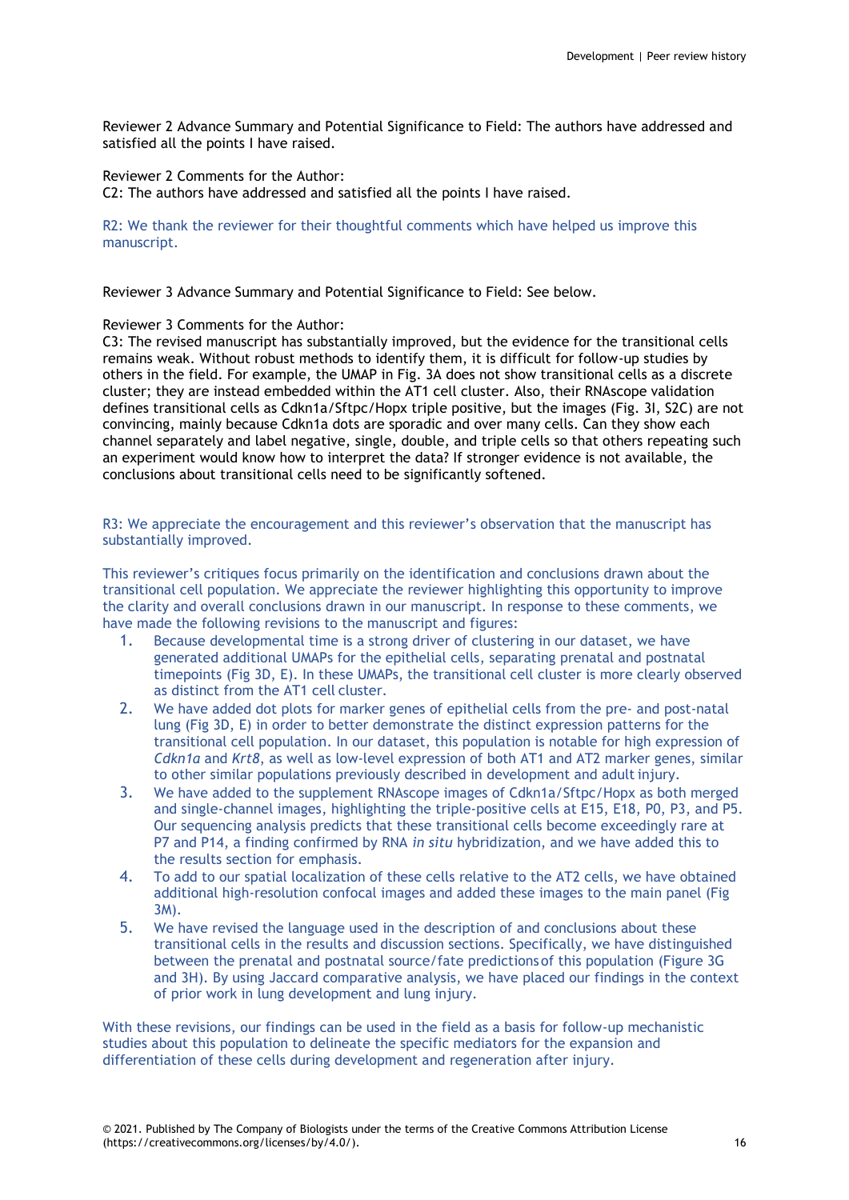Reviewer 2 Advance Summary and Potential Significance to Field: The authors have addressed and satisfied all the points I have raised.

Reviewer 2 Comments for the Author:
C2: The authors have addressed and satisfied all the points I have raised.

R2: We thank the reviewer for their thoughtful comments which have helped us improve this manuscript.

Reviewer 3 Advance Summary and Potential Significance to Field: See below.

Reviewer 3 Comments for the Author:
C3: The revised manuscript has substantially improved, but the evidence for the transitional cells remains weak. Without robust methods to identify them, it is difficult for follow-up studies by others in the field. For example, the UMAP in Fig. 3A does not show transitional cells as a discrete cluster; they are instead embedded within the AT1 cell cluster. Also, their RNAscope validation defines transitional cells as Cdkn1a/Sftpc/Hopx triple positive, but the images (Fig. 3I, S2C) are not convincing, mainly because Cdkn1a dots are sporadic and over many cells. Can they show each channel separately and label negative, single, double, and triple cells so that others repeating such an experiment would know how to interpret the data? If stronger evidence is not available, the conclusions about transitional cells need to be significantly softened.

R3: We appreciate the encouragement and this reviewer's observation that the manuscript has substantially improved.

This reviewer's critiques focus primarily on the identification and conclusions drawn about the transitional cell population. We appreciate the reviewer highlighting this opportunity to improve the clarity and overall conclusions drawn in our manuscript. In response to these comments, we have made the following revisions to the manuscript and figures:

1. Because developmental time is a strong driver of clustering in our dataset, we have generated additional UMAPs for the epithelial cells, separating prenatal and postnatal timepoints (Fig 3D, E). In these UMAPs, the transitional cell cluster is more clearly observed as distinct from the AT1 cell cluster.
2. We have added dot plots for marker genes of epithelial cells from the pre- and post-natal lung (Fig 3D, E) in order to better demonstrate the distinct expression patterns for the transitional cell population. In our dataset, this population is notable for high expression of *Cdkn1a* and *Krt8*, as well as low-level expression of both AT1 and AT2 marker genes, similar to other similar populations previously described in development and adult injury.
3. We have added to the supplement RNAscope images of Cdkn1a/Sftpc/Hopx as both merged and single-channel images, highlighting the triple-positive cells at E15, E18, P0, P3, and P5. Our sequencing analysis predicts that these transitional cells become exceedingly rare at P7 and P14, a finding confirmed by RNA *in situ* hybridization, and we have added this to the results section for emphasis.
4. To add to our spatial localization of these cells relative to the AT2 cells, we have obtained additional high-resolution confocal images and added these images to the main panel (Fig 3M).
5. We have revised the language used in the description of and conclusions about these transitional cells in the results and discussion sections. Specifically, we have distinguished between the prenatal and postnatal source/fate predictions of this population (Figure 3G and 3H). By using Jaccard comparative analysis, we have placed our findings in the context of prior work in lung development and lung injury.

With these revisions, our findings can be used in the field as a basis for follow-up mechanistic studies about this population to delineate the specific mediators for the expansion and differentiation of these cells during development and regeneration after injury.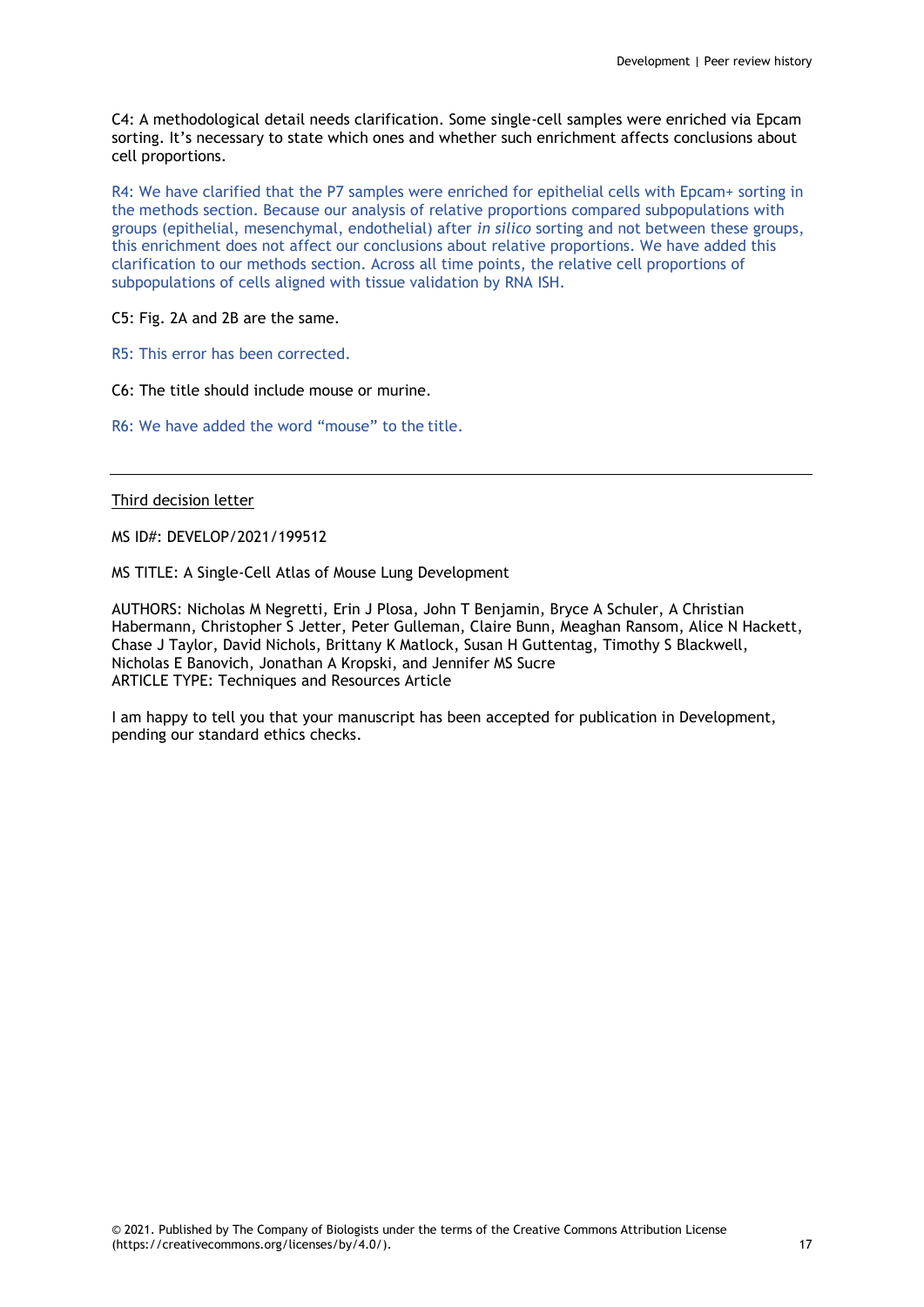C4: A methodological detail needs clarification. Some single-cell samples were enriched via Epcam sorting. It's necessary to state which ones and whether such enrichment affects conclusions about cell proportions.

R4: We have clarified that the P7 samples were enriched for epithelial cells with Epcam+ sorting in the methods section. Because our analysis of relative proportions compared subpopulations with groups (epithelial, mesenchymal, endothelial) after *in silico* sorting and not between these groups, this enrichment does not affect our conclusions about relative proportions. We have added this clarification to our methods section. Across all time points, the relative cell proportions of subpopulations of cells aligned with tissue validation by RNA ISH.

C5: Fig. 2A and 2B are the same.

R5: This error has been corrected.

C6: The title should include mouse or murine.

R6: We have added the word "mouse" to the title.

---

Third decision letter

MS ID#: DEVELOP/2021/199512

MS TITLE: A Single-Cell Atlas of Mouse Lung Development

AUTHORS: Nicholas M Negretti, Erin J Plosa, John T Benjamin, Bryce A Schuler, A Christian Habermann, Christopher S Jetter, Peter Gulleman, Claire Bunn, Meaghan Ransom, Alice N Hackett, Chase J Taylor, David Nichols, Brittany K Matlock, Susan H Guttentag, Timothy S Blackwell, Nicholas E Banovich, Jonathan A Kropski, and Jennifer MS Sucre
ARTICLE TYPE: Techniques and Resources Article

I am happy to tell you that your manuscript has been accepted for publication in Development, pending our standard ethics checks.